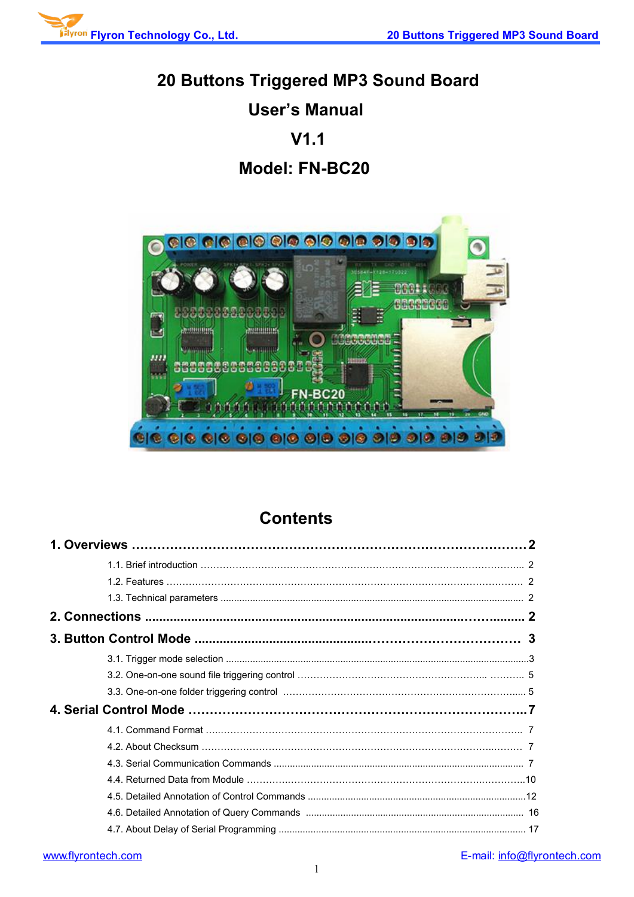# 20 Buttons Triggered MP3 Sound Board

# User's Manual

# V1.1

# Model: FN-BC20

## Contents

**1. Overviews ........................................................................................2**

1.1. Brief introduction ........................................................................................ 2

1.2. Features .................................................................................................... 2

1.3. Technical parameters ................................................................................. 2

**2. Connections ........................................................................................ 2**

**3. Button Control Mode ........................................................................ 3**

3.1. Trigger mode selection ...............................................................................3

3.2. One-on-one sound file triggering control ................................................... 5

3.3. One-on-one folder triggering control ......................................................... 5

**4. Serial Control Mode ........................................................................7**

4.1. Command Format ...................................................................................... 7

4.2. About Checksum ........................................................................................ 7

4.3. Serial Communication Commands ............................................................. 7

4.4. Returned Data from Module .......................................................................10

4.5. Detailed Annotation of Control Commands ................................................12

4.6. Detailed Annotation of Query Commands ................................................. 16

4.7. About Delay of Serial Programming ........................................................... 17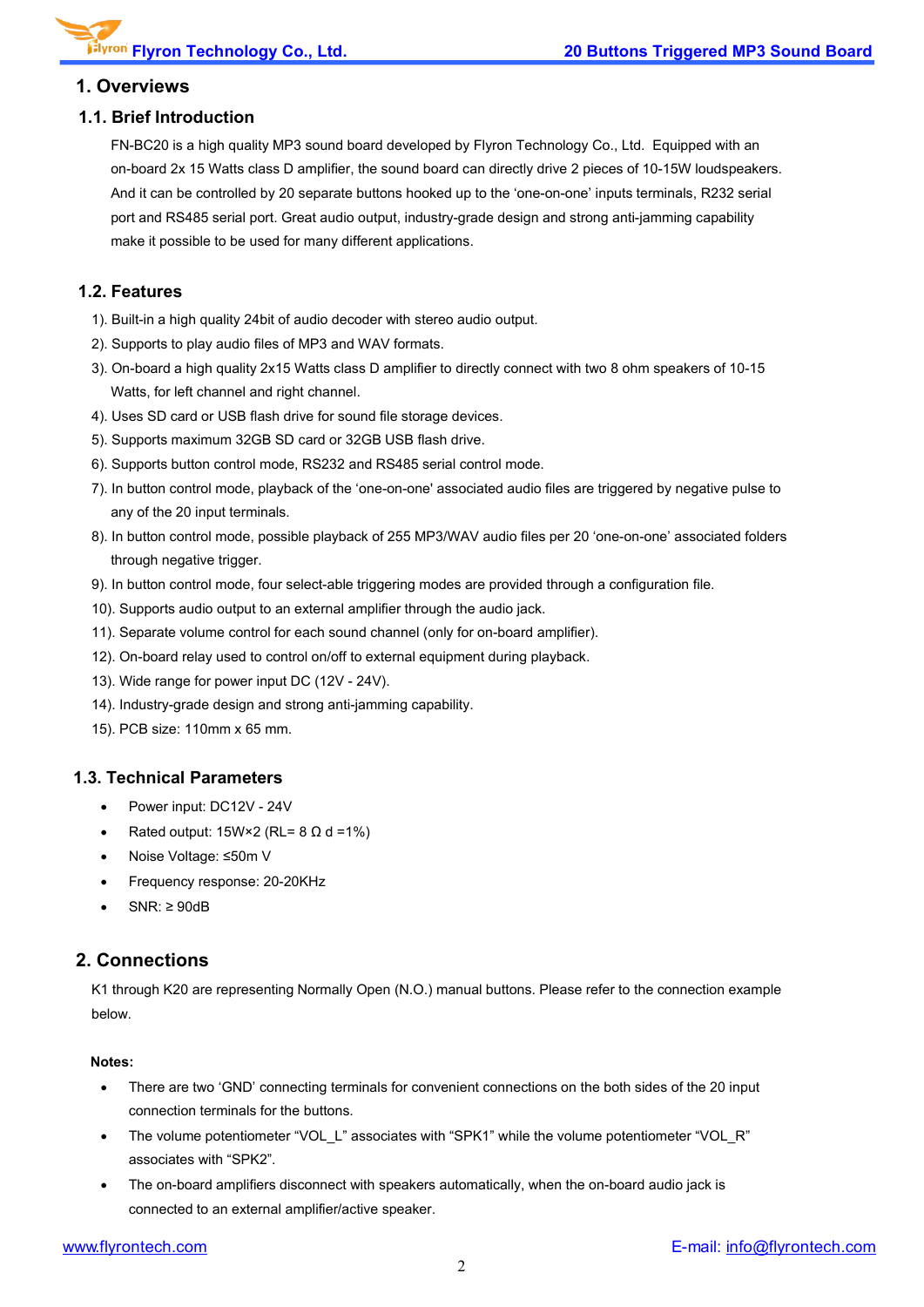# 1. Overviews

## 1.1. Brief Introduction

FN-BC20 is a high quality MP3 sound board developed by Flyron Technology Co., Ltd. Equipped with an on-board 2x 15 Watts class D amplifier, the sound board can directly drive 2 pieces of 10-15W loudspeakers. And it can be controlled by 20 separate buttons hooked up to the 'one-on-one' inputs terminals, R232 serial port and RS485 serial port. Great audio output, industry-grade design and strong anti-jamming capability make it possible to be used for many different applications.

## 1.2. Features

1). Built-in a high quality 24bit of audio decoder with stereo audio output.

2). Supports to play audio files of MP3 and WAV formats.

3). On-board a high quality 2x15 Watts class D amplifier to directly connect with two 8 ohm speakers of 10-15 Watts, for left channel and right channel.

4). Uses SD card or USB flash drive for sound file storage devices.

5). Supports maximum 32GB SD card or 32GB USB flash drive.

6). Supports button control mode, RS232 and RS485 serial control mode.

7). In button control mode, playback of the 'one-on-one' associated audio files are triggered by negative pulse to any of the 20 input terminals.

8). In button control mode, possible playback of 255 MP3/WAV audio files per 20 'one-on-one' associated folders through negative trigger.

9). In button control mode, four select-able triggering modes are provided through a configuration file.

10). Supports audio output to an external amplifier through the audio jack.

11). Separate volume control for each sound channel (only for on-board amplifier).

12). On-board relay used to control on/off to external equipment during playback.

13). Wide range for power input DC (12V - 24V).

14). Industry-grade design and strong anti-jamming capability.

15). PCB size: 110mm x 65 mm.

## 1.3. Technical Parameters

- Power input: DC12V - 24V
- Rated output: 15W×2 (RL= 8 Ω d =1%)
- Noise Voltage: ≤50m V
- Frequency response: 20-20KHz
- SNR: ≥ 90dB

# 2. Connections

K1 through K20 are representing Normally Open (N.O.) manual buttons. Please refer to the connection example below.

**Notes:**

- There are two 'GND' connecting terminals for convenient connections on the both sides of the 20 input connection terminals for the buttons.
- The volume potentiometer "VOL_L" associates with "SPK1" while the volume potentiometer "VOL_R" associates with "SPK2".
- The on-board amplifiers disconnect with speakers automatically, when the on-board audio jack is connected to an external amplifier/active speaker.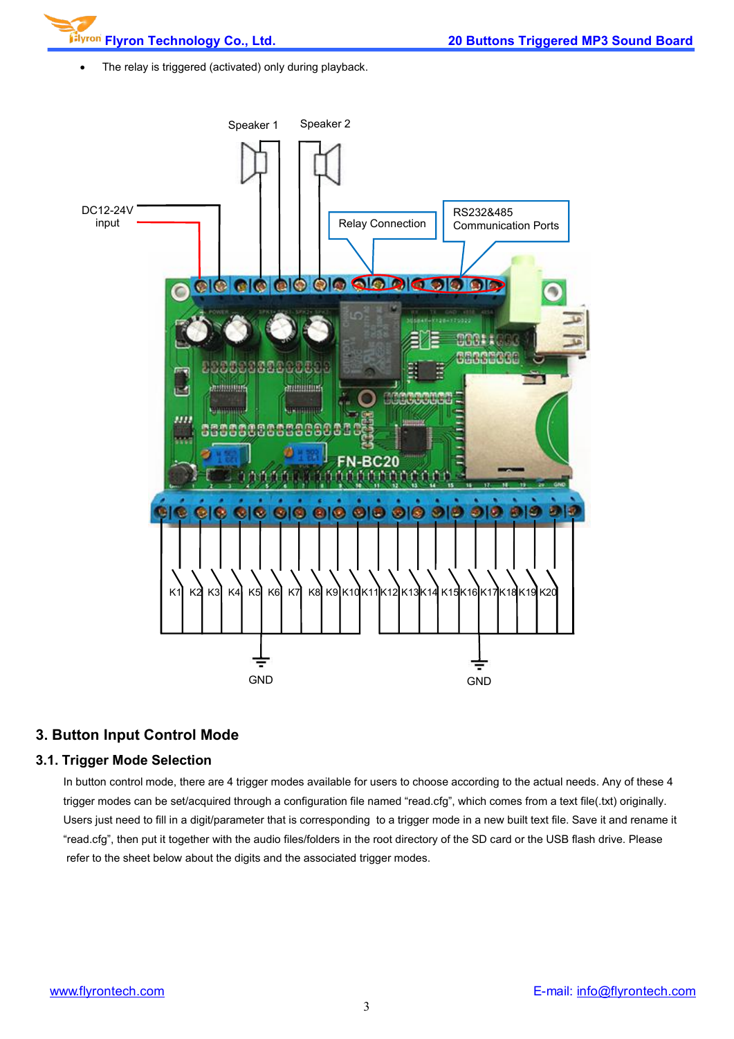- The relay is triggered (activated) only during playback.

## 3. Button Input Control Mode

### 3.1. Trigger Mode Selection

In button control mode, there are 4 trigger modes available for users to choose according to the actual needs. Any of these 4 trigger modes can be set/acquired through a configuration file named "read.cfg", which comes from a text file(.txt) originally. Users just need to fill in a digit/parameter that is corresponding to a trigger mode in a new built text file. Save it and rename it "read.cfg", then put it together with the audio files/folders in the root directory of the SD card or the USB flash drive. Please refer to the sheet below about the digits and the associated trigger modes.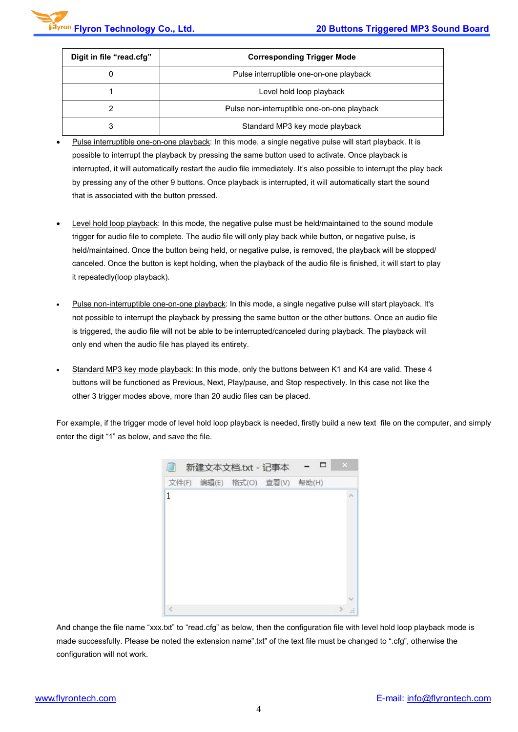| Digit in file "read.cfg" | Corresponding Trigger Mode |
|---|---|
| 0 | Pulse interruptible one-on-one playback |
| 1 | Level hold loop playback |
| 2 | Pulse non-interruptible one-on-one playback |
| 3 | Standard MP3 key mode playback |

- Pulse interruptible one-on-one playback: In this mode, a single negative pulse will start playback. It is possible to interrupt the playback by pressing the same button used to activate. Once playback is interrupted, it will automatically restart the audio file immediately. It's also possible to interrupt the play back by pressing any of the other 9 buttons. Once playback is interrupted, it will automatically start the sound that is associated with the button pressed.

- Level hold loop playback: In this mode, the negative pulse must be held/maintained to the sound module trigger for audio file to complete. The audio file will only play back while button, or negative pulse, is held/maintained. Once the button being held, or negative pulse, is removed, the playback will be stopped/ canceled. Once the button is kept holding, when the playback of the audio file is finished, it will start to play it repeatedly(loop playback).

- Pulse non-interruptible one-on-one playback: In this mode, a single negative pulse will start playback. It's not possible to interrupt the playback by pressing the same button or the other buttons. Once an audio file is triggered, the audio file will not be able to be interrupted/canceled during playback. The playback will only end when the audio file has played its entirety.

- Standard MP3 key mode playback: In this mode, only the buttons between K1 and K4 are valid. These 4 buttons will be functioned as Previous, Next, Play/pause, and Stop respectively. In this case not like the other 3 trigger modes above, more than 20 audio files can be placed.

For example, if the trigger mode of level hold loop playback is needed, firstly build a new text file on the computer, and simply enter the digit "1" as below, and save the file.

新建文本文档.txt - 记事本

文件(F) 编辑(E) 格式(O) 查看(V) 帮助(H)

```
1
```

And change the file name "xxx.txt" to "read.cfg" as below, then the configuration file with level hold loop playback mode is made successfully. Please be noted the extension name".txt" of the text file must be changed to ".cfg", otherwise the configuration will not work.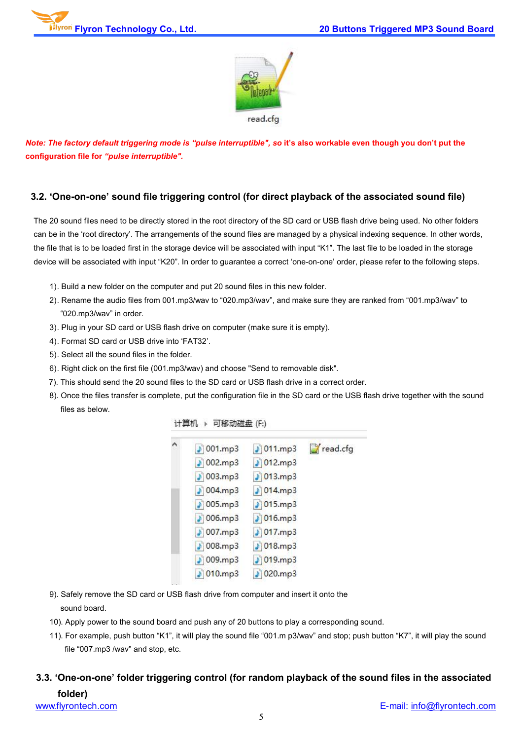read.cfg

***Note: The factory default triggering mode is "pulse interruptible", so it's also workable even though you don't put the configuration file for "pulse interruptible".***

### 3.2. 'One-on-one' sound file triggering control (for direct playback of the associated sound file)

The 20 sound files need to be directly stored in the root directory of the SD card or USB flash drive being used. No other folders can be in the 'root directory'. The arrangements of the sound files are managed by a physical indexing sequence. In other words, the file that is to be loaded first in the storage device will be associated with input "K1". The last file to be loaded in the storage device will be associated with input "K20". In order to guarantee a correct 'one-on-one' order, please refer to the following steps.

1). Build a new folder on the computer and put 20 sound files in this new folder.
2). Rename the audio files from 001.mp3/wav to "020.mp3/wav", and make sure they are ranked from "001.mp3/wav" to "020.mp3/wav" in order.
3). Plug in your SD card or USB flash drive on computer (make sure it is empty).
4). Format SD card or USB drive into 'FAT32'.
5). Select all the sound files in the folder.
6). Right click on the first file (001.mp3/wav) and choose "Send to removable disk".
7). This should send the 20 sound files to the SD card or USB flash drive in a correct order.
8). Once the files transfer is complete, put the configuration file in the SD card or the USB flash drive together with the sound files as below.

计算机 ▸ 可移动磁盘 (F:)

| | | |
|---|---|---|
| 001.mp3 | 011.mp3 | read.cfg |
| 002.mp3 | 012.mp3 | |
| 003.mp3 | 013.mp3 | |
| 004.mp3 | 014.mp3 | |
| 005.mp3 | 015.mp3 | |
| 006.mp3 | 016.mp3 | |
| 007.mp3 | 017.mp3 | |
| 008.mp3 | 018.mp3 | |
| 009.mp3 | 019.mp3 | |
| 010.mp3 | 020.mp3 | |

9). Safely remove the SD card or USB flash drive from computer and insert it onto the sound board.
10). Apply power to the sound board and push any of 20 buttons to play a corresponding sound.
11). For example, push button "K1", it will play the sound file "001.m p3/wav" and stop; push button "K7", it will play the sound file "007.mp3 /wav" and stop, etc.

### 3.3. 'One-on-one' folder triggering control (for random playback of the sound files in the associated folder)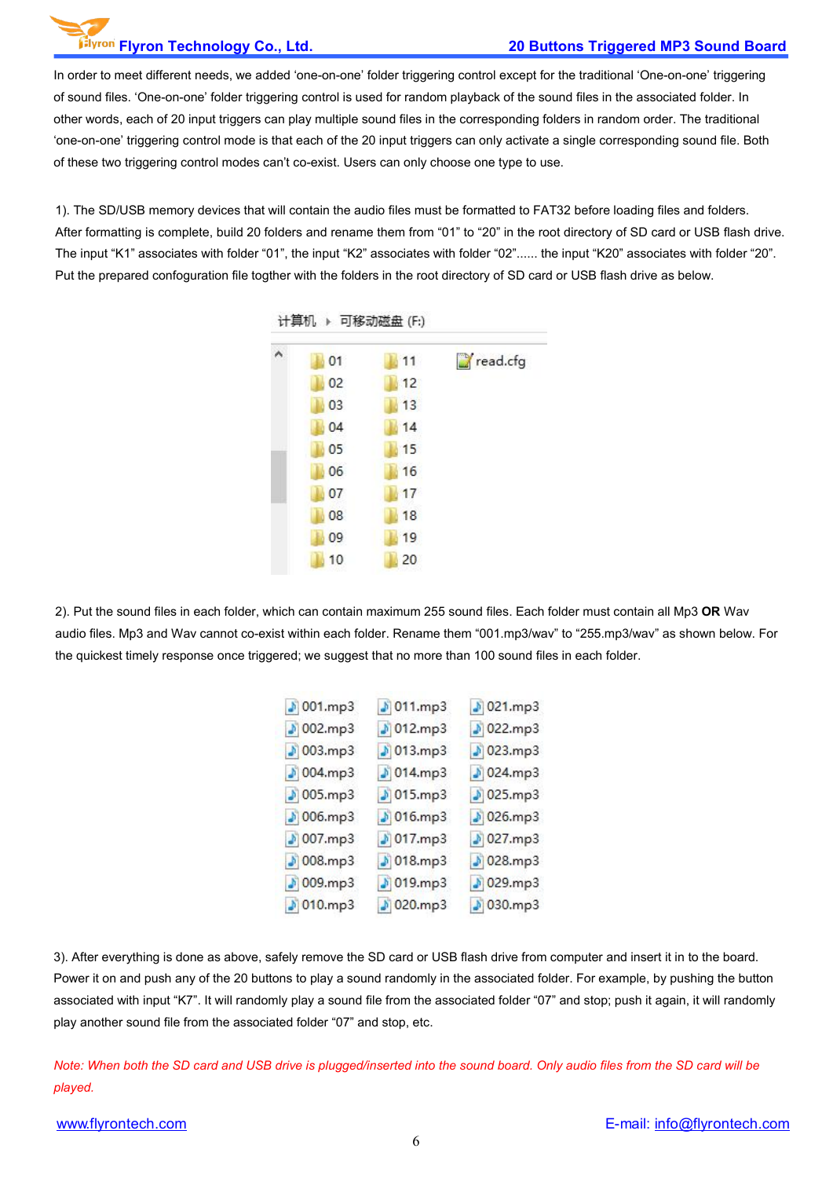In order to meet different needs, we added 'one-on-one' folder triggering control except for the traditional 'One-on-one' triggering of sound files. 'One-on-one' folder triggering control is used for random playback of the sound files in the associated folder. In other words, each of 20 input triggers can play multiple sound files in the corresponding folders in random order. The traditional 'one-on-one' triggering control mode is that each of the 20 input triggers can only activate a single corresponding sound file. Both of these two triggering control modes can't co-exist. Users can only choose one type to use.

1). The SD/USB memory devices that will contain the audio files must be formatted to FAT32 before loading files and folders. After formatting is complete, build 20 folders and rename them from "01" to "20" in the root directory of SD card or USB flash drive. The input "K1" associates with folder "01", the input "K2" associates with folder "02"...... the input "K20" associates with folder "20". Put the prepared confoguration file togther with the folders in the root directory of SD card or USB flash drive as below.

计算机 ▸ 可移动磁盘 (F:)

| | | |
|---|---|---|
| 01 | 11 | read.cfg |
| 02 | 12 | |
| 03 | 13 | |
| 04 | 14 | |
| 05 | 15 | |
| 06 | 16 | |
| 07 | 17 | |
| 08 | 18 | |
| 09 | 19 | |
| 10 | 20 | |

2). Put the sound files in each folder, which can contain maximum 255 sound files. Each folder must contain all Mp3 **OR** Wav audio files. Mp3 and Wav cannot co-exist within each folder. Rename them "001.mp3/wav" to "255.mp3/wav" as shown below. For the quickest timely response once triggered; we suggest that no more than 100 sound files in each folder.

| | | |
|---|---|---|
| 001.mp3 | 011.mp3 | 021.mp3 |
| 002.mp3 | 012.mp3 | 022.mp3 |
| 003.mp3 | 013.mp3 | 023.mp3 |
| 004.mp3 | 014.mp3 | 024.mp3 |
| 005.mp3 | 015.mp3 | 025.mp3 |
| 006.mp3 | 016.mp3 | 026.mp3 |
| 007.mp3 | 017.mp3 | 027.mp3 |
| 008.mp3 | 018.mp3 | 028.mp3 |
| 009.mp3 | 019.mp3 | 029.mp3 |
| 010.mp3 | 020.mp3 | 030.mp3 |

3). After everything is done as above, safely remove the SD card or USB flash drive from computer and insert it in to the board. Power it on and push any of the 20 buttons to play a sound randomly in the associated folder. For example, by pushing the button associated with input "K7". It will randomly play a sound file from the associated folder "07" and stop; push it again, it will randomly play another sound file from the associated folder "07" and stop, etc.

*Note: When both the SD card and USB drive is plugged/inserted into the sound board. Only audio files from the SD card will be played.*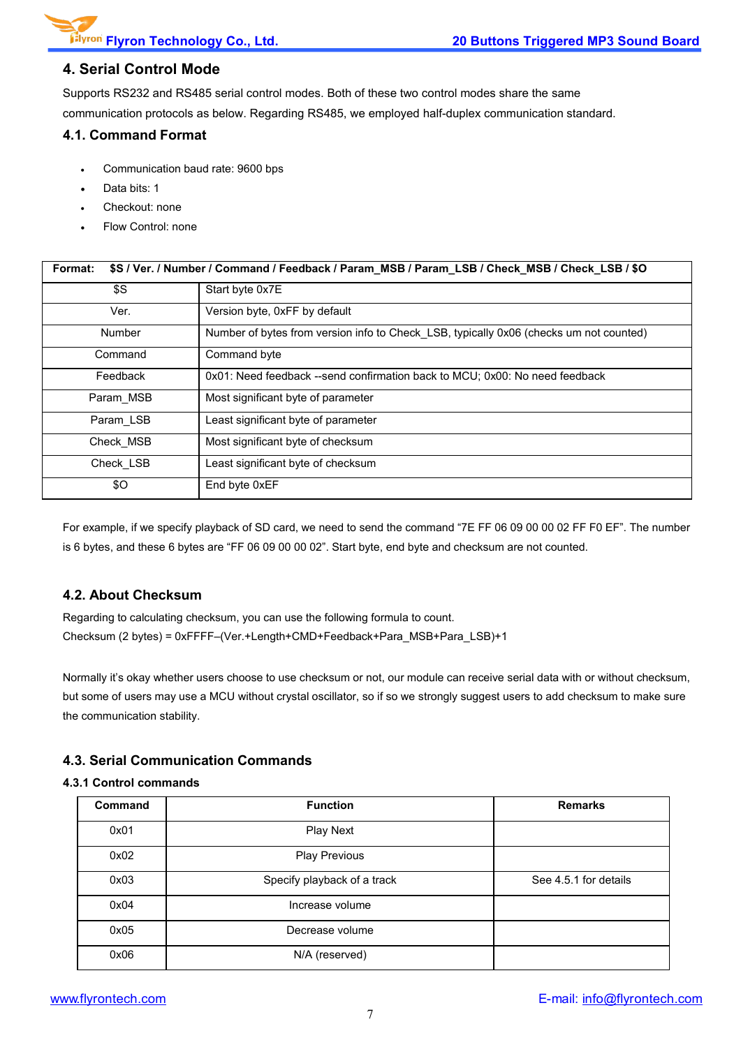## 4. Serial Control Mode

Supports RS232 and RS485 serial control modes. Both of these two control modes share the same communication protocols as below. Regarding RS485, we employed half-duplex communication standard.

### 4.1. Command Format

- Communication baud rate: 9600 bps
- Data bits: 1
- Checkout: none
- Flow Control: none

| **Format:** | **$S / Ver. / Number / Command / Feedback / Param_MSB / Param_LSB / Check_MSB / Check_LSB / $O** |
|---|---|
| $S | Start byte 0x7E |
| Ver. | Version byte, 0xFF by default |
| Number | Number of bytes from version info to Check_LSB, typically 0x06 (checks um not counted) |
| Command | Command byte |
| Feedback | 0x01: Need feedback --send confirmation back to MCU; 0x00: No need feedback |
| Param_MSB | Most significant byte of parameter |
| Param_LSB | Least significant byte of parameter |
| Check_MSB | Most significant byte of checksum |
| Check_LSB | Least significant byte of checksum |
| $O | End byte 0xEF |

For example, if we specify playback of SD card, we need to send the command “7E FF 06 09 00 00 02 FF F0 EF”. The number is 6 bytes, and these 6 bytes are “FF 06 09 00 00 02”. Start byte, end byte and checksum are not counted.

### 4.2. About Checksum

Regarding to calculating checksum, you can use the following formula to count.
Checksum (2 bytes) = 0xFFFF–(Ver.+Length+CMD+Feedback+Para_MSB+Para_LSB)+1

Normally it’s okay whether users choose to use checksum or not, our module can receive serial data with or without checksum, but some of users may use a MCU without crystal oscillator, so if so we strongly suggest users to add checksum to make sure the communication stability.

### 4.3. Serial Communication Commands

#### 4.3.1 Control commands

| **Command** | **Function** | **Remarks** |
|---|---|---|
| 0x01 | Play Next | |
| 0x02 | Play Previous | |
| 0x03 | Specify playback of a track | See 4.5.1 for details |
| 0x04 | Increase volume | |
| 0x05 | Decrease volume | |
| 0x06 | N/A (reserved) | |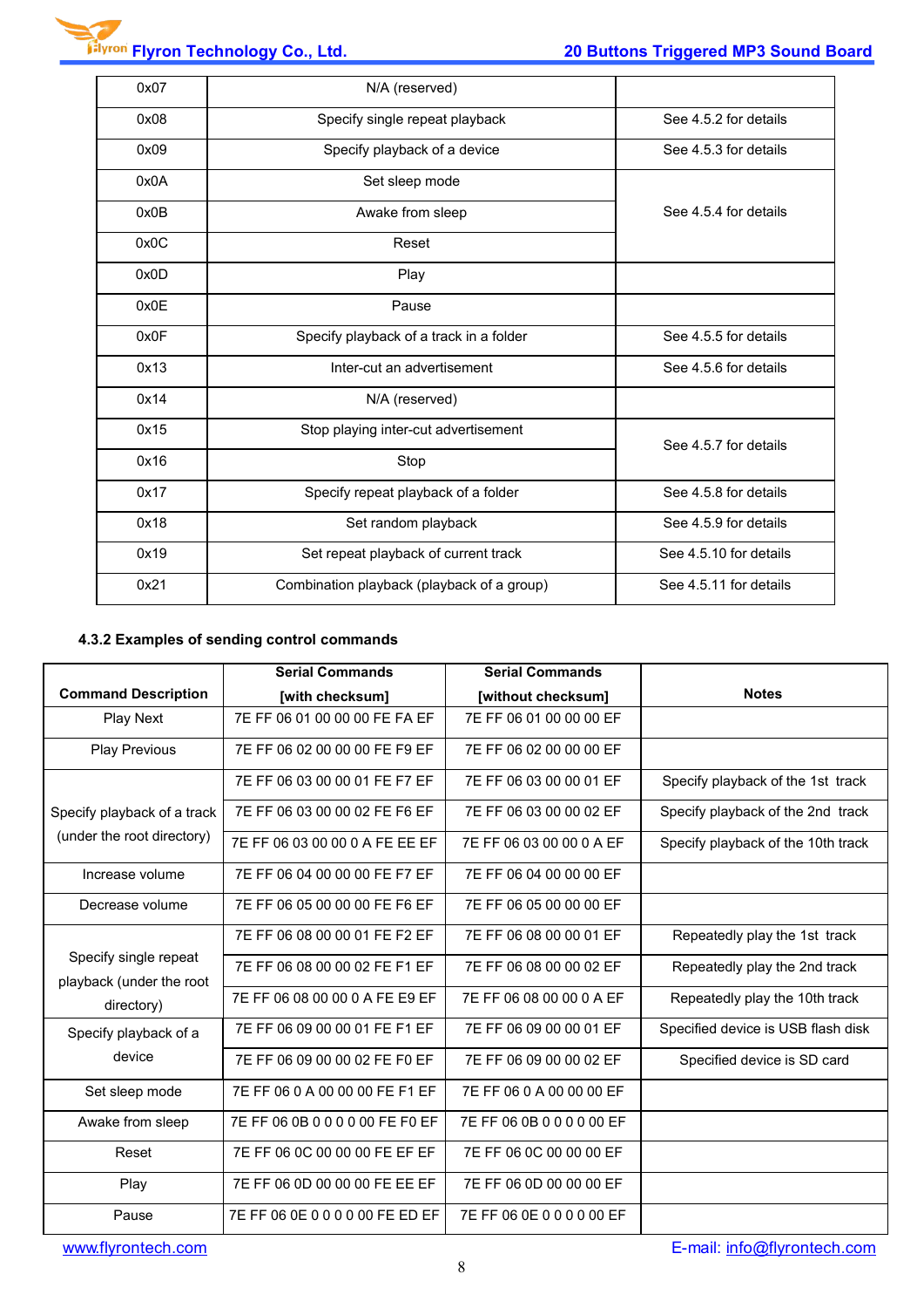| 0x07 | N/A (reserved) | |
|---|---|---|
| 0x08 | Specify single repeat playback | See 4.5.2 for details |
| 0x09 | Specify playback of a device | See 4.5.3 for details |
| 0x0A | Set sleep mode | See 4.5.4 for details |
| 0x0B | Awake from sleep | |
| 0x0C | Reset | |
| 0x0D | Play | |
| 0x0E | Pause | |
| 0x0F | Specify playback of a track in a folder | See 4.5.5 for details |
| 0x13 | Inter-cut an advertisement | See 4.5.6 for details |
| 0x14 | N/A (reserved) | |
| 0x15 | Stop playing inter-cut advertisement | See 4.5.7 for details |
| 0x16 | Stop | |
| 0x17 | Specify repeat playback of a folder | See 4.5.8 for details |
| 0x18 | Set random playback | See 4.5.9 for details |
| 0x19 | Set repeat playback of current track | See 4.5.10 for details |
| 0x21 | Combination playback (playback of a group) | See 4.5.11 for details |

### 4.3.2 Examples of sending control commands

| Command Description | Serial Commands [with checksum] | Serial Commands [without checksum] | Notes |
|---|---|---|---|
| Play Next | 7E FF 06 01 00 00 00 FE FA EF | 7E FF 06 01 00 00 00 EF | |
| Play Previous | 7E FF 06 02 00 00 00 FE F9 EF | 7E FF 06 02 00 00 00 EF | |
| Specify playback of a track (under the root directory) | 7E FF 06 03 00 00 01 FE F7 EF | 7E FF 06 03 00 00 01 EF | Specify playback of the 1st track |
| | 7E FF 06 03 00 00 02 FE F6 EF | 7E FF 06 03 00 00 02 EF | Specify playback of the 2nd track |
| | 7E FF 06 03 00 00 0 A FE EE EF | 7E FF 06 03 00 00 0 A EF | Specify playback of the 10th track |
| Increase volume | 7E FF 06 04 00 00 00 FE F7 EF | 7E FF 06 04 00 00 00 EF | |
| Decrease volume | 7E FF 06 05 00 00 00 FE F6 EF | 7E FF 06 05 00 00 00 EF | |
| Specify single repeat playback (under the root directory) | 7E FF 06 08 00 00 01 FE F2 EF | 7E FF 06 08 00 00 01 EF | Repeatedly play the 1st track |
| | 7E FF 06 08 00 00 02 FE F1 EF | 7E FF 06 08 00 00 02 EF | Repeatedly play the 2nd track |
| | 7E FF 06 08 00 00 0 A FE E9 EF | 7E FF 06 08 00 00 0 A EF | Repeatedly play the 10th track |
| Specify playback of a device | 7E FF 06 09 00 00 01 FE F1 EF | 7E FF 06 09 00 00 01 EF | Specified device is USB flash disk |
| | 7E FF 06 09 00 00 02 FE F0 EF | 7E FF 06 09 00 00 02 EF | Specified device is SD card |
| Set sleep mode | 7E FF 06 0 A 00 00 00 FE F1 EF | 7E FF 06 0 A 00 00 00 EF | |
| Awake from sleep | 7E FF 06 0B 0 0 0 0 00 FE F0 EF | 7E FF 06 0B 0 0 0 0 00 EF | |
| Reset | 7E FF 06 0C 00 00 00 FE EF EF | 7E FF 06 0C 00 00 00 EF | |
| Play | 7E FF 06 0D 00 00 00 FE EE EF | 7E FF 06 0D 00 00 00 EF | |
| Pause | 7E FF 06 0E 0 0 0 0 00 FE ED EF | 7E FF 06 0E 0 0 0 0 00 EF | |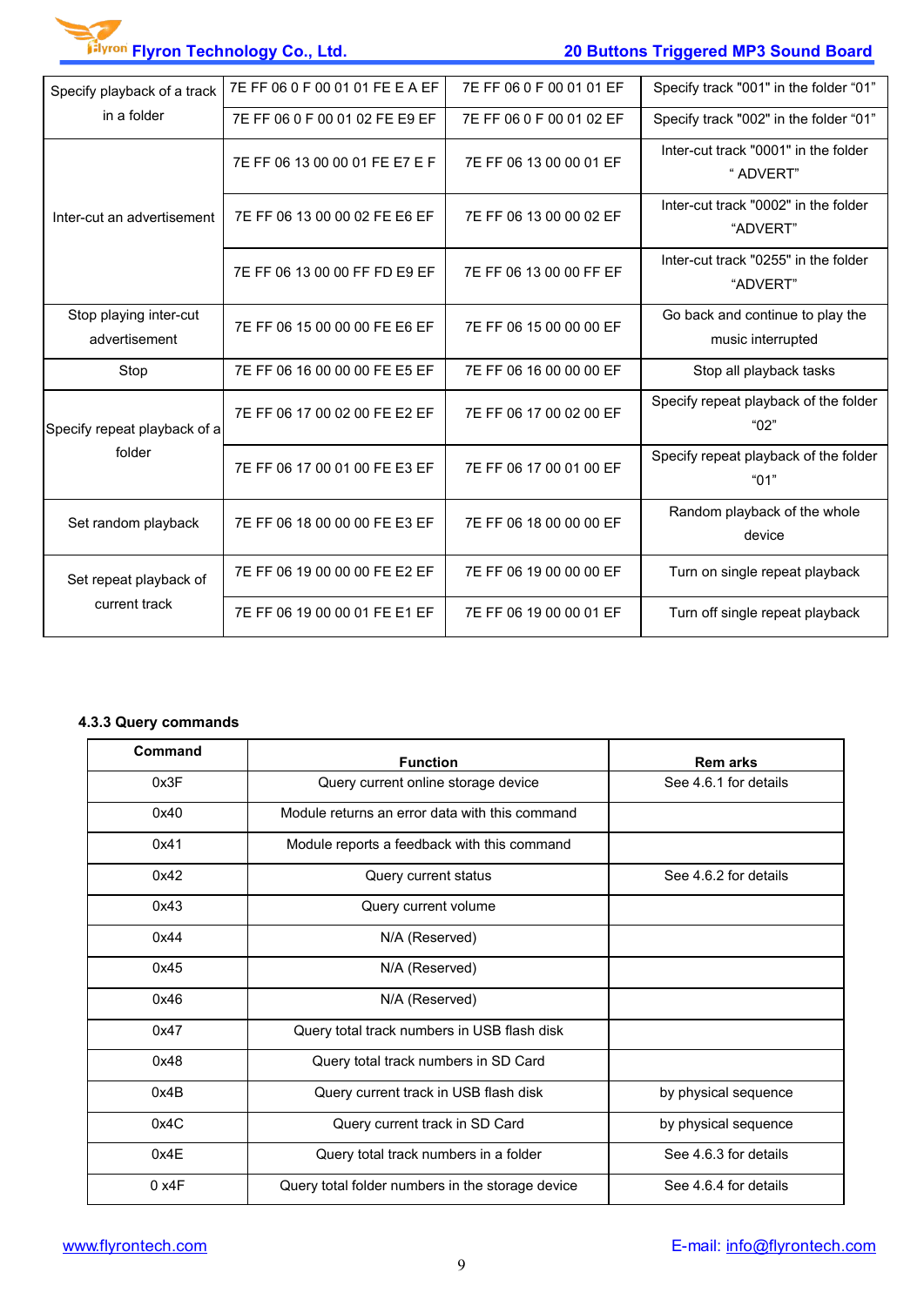| | | | |
|---|---|---|---|
| Specify playback of a track in a folder | 7E FF 06 0 F 00 01 01 FE E A EF | 7E FF 06 0 F 00 01 01 EF | Specify track "001" in the folder "01" |
| | 7E FF 06 0 F 00 01 02 FE E9 EF | 7E FF 06 0 F 00 01 02 EF | Specify track "002" in the folder "01" |
| Inter-cut an advertisement | 7E FF 06 13 00 00 01 FE E7 E F | 7E FF 06 13 00 00 01 EF | Inter-cut track "0001" in the folder " ADVERT" |
| | 7E FF 06 13 00 00 02 FE E6 EF | 7E FF 06 13 00 00 02 EF | Inter-cut track "0002" in the folder "ADVERT" |
| | 7E FF 06 13 00 00 FF FD E9 EF | 7E FF 06 13 00 00 FF EF | Inter-cut track "0255" in the folder "ADVERT" |
| Stop playing inter-cut advertisement | 7E FF 06 15 00 00 00 FE E6 EF | 7E FF 06 15 00 00 00 EF | Go back and continue to play the music interrupted |
| Stop | 7E FF 06 16 00 00 00 FE E5 EF | 7E FF 06 16 00 00 00 EF | Stop all playback tasks |
| Specify repeat playback of a folder | 7E FF 06 17 00 02 00 FE E2 EF | 7E FF 06 17 00 02 00 EF | Specify repeat playback of the folder "02" |
| | 7E FF 06 17 00 01 00 FE E3 EF | 7E FF 06 17 00 01 00 EF | Specify repeat playback of the folder "01" |
| Set random playback | 7E FF 06 18 00 00 00 FE E3 EF | 7E FF 06 18 00 00 00 EF | Random playback of the whole device |
| Set repeat playback of current track | 7E FF 06 19 00 00 00 FE E2 EF | 7E FF 06 19 00 00 00 EF | Turn on single repeat playback |
| | 7E FF 06 19 00 00 01 FE E1 EF | 7E FF 06 19 00 00 01 EF | Turn off single repeat playback |

### 4.3.3 Query commands

| Command | Function | Rem arks |
|---|---|---|
| 0x3F | Query current online storage device | See 4.6.1 for details |
| 0x40 | Module returns an error data with this command | |
| 0x41 | Module reports a feedback with this command | |
| 0x42 | Query current status | See 4.6.2 for details |
| 0x43 | Query current volume | |
| 0x44 | N/A (Reserved) | |
| 0x45 | N/A (Reserved) | |
| 0x46 | N/A (Reserved) | |
| 0x47 | Query total track numbers in USB flash disk | |
| 0x48 | Query total track numbers in SD Card | |
| 0x4B | Query current track in USB flash disk | by physical sequence |
| 0x4C | Query current track in SD Card | by physical sequence |
| 0x4E | Query total track numbers in a folder | See 4.6.3 for details |
| 0 x4F | Query total folder numbers in the storage device | See 4.6.4 for details |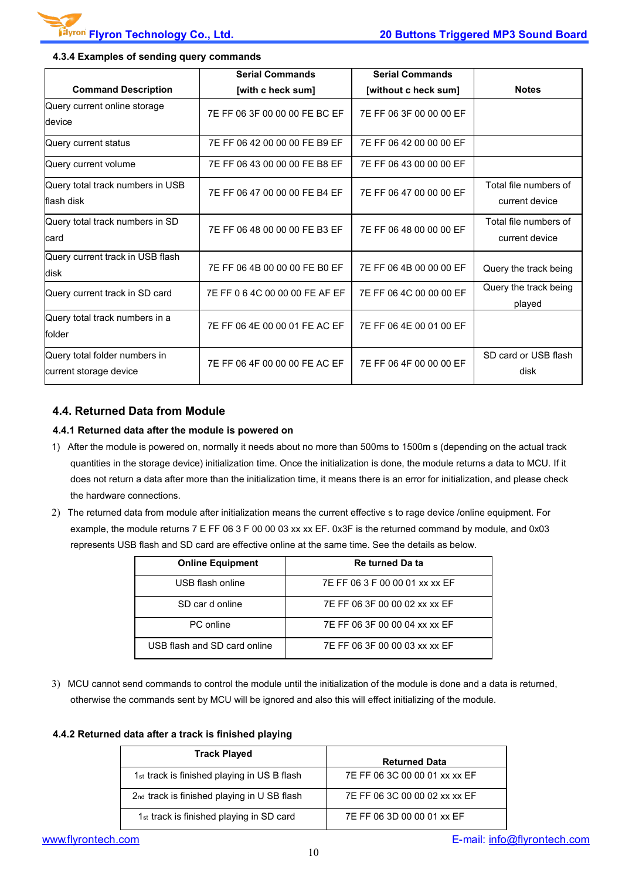### 4.3.4 Examples of sending query commands

| Command Description | Serial Commands [with c heck sum] | Serial Commands [without c heck sum] | Notes |
|---|---|---|---|
| Query current online storage device | 7E FF 06 3F 00 00 00 FE BC EF | 7E FF 06 3F 00 00 00 EF | |
| Query current status | 7E FF 06 42 00 00 00 FE B9 EF | 7E FF 06 42 00 00 00 EF | |
| Query current volume | 7E FF 06 43 00 00 00 FE B8 EF | 7E FF 06 43 00 00 00 EF | |
| Query total track numbers in USB flash disk | 7E FF 06 47 00 00 00 FE B4 EF | 7E FF 06 47 00 00 00 EF | Total file numbers of current device |
| Query total track numbers in SD card | 7E FF 06 48 00 00 00 FE B3 EF | 7E FF 06 48 00 00 00 EF | Total file numbers of current device |
| Query current track in USB flash disk | 7E FF 06 4B 00 00 00 FE B0 EF | 7E FF 06 4B 00 00 00 EF | Query the track being |
| Query current track in SD card | 7E FF 0 6 4C 00 00 00 FE AF EF | 7E FF 06 4C 00 00 00 EF | Query the track being played |
| Query total track numbers in a folder | 7E FF 06 4E 00 00 01 FE AC EF | 7E FF 06 4E 00 01 00 EF | |
| Query total folder numbers in current storage device | 7E FF 06 4F 00 00 00 FE AC EF | 7E FF 06 4F 00 00 00 EF | SD card or USB flash disk |

## 4.4. Returned Data from Module

### 4.4.1 Returned data after the module is powered on

1) After the module is powered on, normally it needs about no more than 500ms to 1500m s (depending on the actual track quantities in the storage device) initialization time. Once the initialization is done, the module returns a data to MCU. If it does not return a data after more than the initialization time, it means there is an error for initialization, and please check the hardware connections.
2) The returned data from module after initialization means the current effective s to rage device /online equipment. For example, the module returns 7 E FF 06 3 F 00 00 03 xx xx EF. 0x3F is the returned command by module, and 0x03 represents USB flash and SD card are effective online at the same time. See the details as below.

| Online Equipment | Re turned Da ta |
|---|---|
| USB flash online | 7E FF 06 3 F 00 00 01 xx xx EF |
| SD car d online | 7E FF 06 3F 00 00 02 xx xx EF |
| PC online | 7E FF 06 3F 00 00 04 xx xx EF |
| USB flash and SD card online | 7E FF 06 3F 00 00 03 xx xx EF |

3) MCU cannot send commands to control the module until the initialization of the module is done and a data is returned, otherwise the commands sent by MCU will be ignored and also this will effect initializing of the module.

### 4.4.2 Returned data after a track is finished playing

| Track Played | Returned Data |
|---|---|
| 1st track is finished playing in US B flash | 7E FF 06 3C 00 00 01 xx xx EF |
| 2nd track is finished playing in U SB flash | 7E FF 06 3C 00 00 02 xx xx EF |
| 1st track is finished playing in SD card | 7E FF 06 3D 00 00 01 xx EF |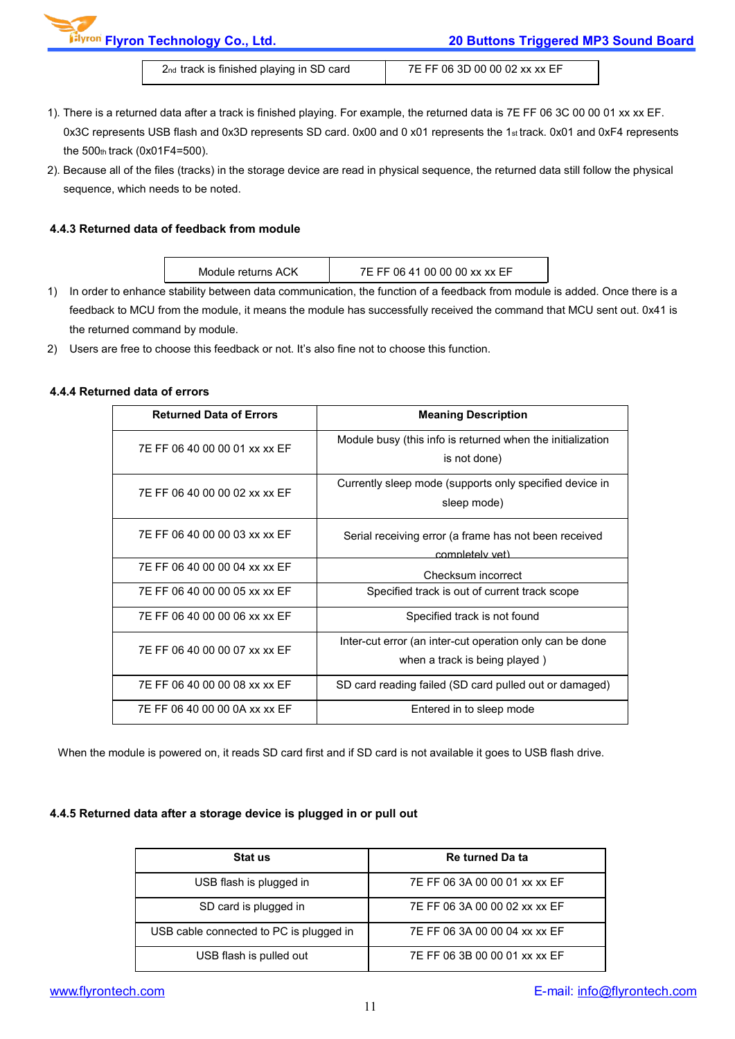| 2nd track is finished playing in SD card | 7E FF 06 3D 00 00 02 xx xx EF |
|---|---|

1). There is a returned data after a track is finished playing. For example, the returned data is 7E FF 06 3C 00 00 01 xx xx EF. 0x3C represents USB flash and 0x3D represents SD card. 0x00 and 0 x01 represents the 1st track. 0x01 and 0xF4 represents the 500th track (0x01F4=500).

2). Because all of the files (tracks) in the storage device are read in physical sequence, the returned data still follow the physical sequence, which needs to be noted.

### 4.4.3 Returned data of feedback from module

| Module returns ACK | 7E FF 06 41 00 00 00 xx xx EF |
|---|---|

1) In order to enhance stability between data communication, the function of a feedback from module is added. Once there is a feedback to MCU from the module, it means the module has successfully received the command that MCU sent out. 0x41 is the returned command by module.

2) Users are free to choose this feedback or not. It's also fine not to choose this function.

### 4.4.4 Returned data of errors

| Returned Data of Errors | Meaning Description |
|---|---|
| 7E FF 06 40 00 00 01 xx xx EF | Module busy (this info is returned when the initialization is not done) |
| 7E FF 06 40 00 00 02 xx xx EF | Currently sleep mode (supports only specified device in sleep mode) |
| 7E FF 06 40 00 00 03 xx xx EF | Serial receiving error (a frame has not been received completely yet) |
| 7E FF 06 40 00 00 04 xx xx EF | Checksum incorrect |
| 7E FF 06 40 00 00 05 xx xx EF | Specified track is out of current track scope |
| 7E FF 06 40 00 00 06 xx xx EF | Specified track is not found |
| 7E FF 06 40 00 00 07 xx xx EF | Inter-cut error (an inter-cut operation only can be done when a track is being played ) |
| 7E FF 06 40 00 00 08 xx xx EF | SD card reading failed (SD card pulled out or damaged) |
| 7E FF 06 40 00 00 0A xx xx EF | Entered in to sleep mode |

When the module is powered on, it reads SD card first and if SD card is not available it goes to USB flash drive.

### 4.4.5 Returned data after a storage device is plugged in or pull out

| Stat us | Re turned Da ta |
|---|---|
| USB flash is plugged in | 7E FF 06 3A 00 00 01 xx xx EF |
| SD card is plugged in | 7E FF 06 3A 00 00 02 xx xx EF |
| USB cable connected to PC is plugged in | 7E FF 06 3A 00 00 04 xx xx EF |
| USB flash is pulled out | 7E FF 06 3B 00 00 01 xx xx EF |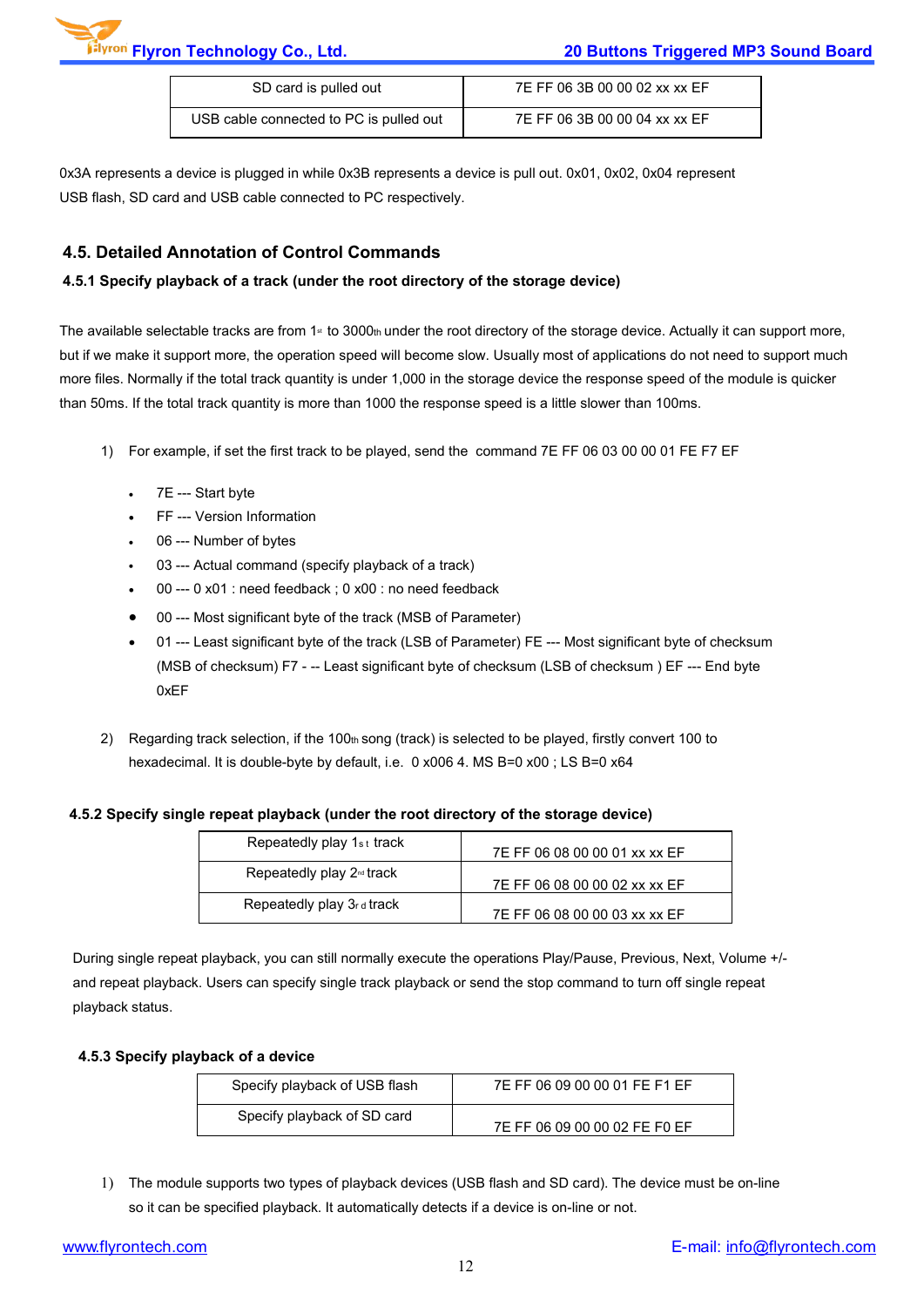| SD card is pulled out | 7E FF 06 3B 00 00 02 xx xx EF |
| --- | --- |
| USB cable connected to PC is pulled out | 7E FF 06 3B 00 00 04 xx xx EF |

0x3A represents a device is plugged in while 0x3B represents a device is pull out. 0x01, 0x02, 0x04 represent USB flash, SD card and USB cable connected to PC respectively.

## 4.5. Detailed Annotation of Control Commands

### 4.5.1 Specify playback of a track (under the root directory of the storage device)

The available selectable tracks are from 1st to 3000th under the root directory of the storage device. Actually it can support more, but if we make it support more, the operation speed will become slow. Usually most of applications do not need to support much more files. Normally if the total track quantity is under 1,000 in the storage device the response speed of the module is quicker than 50ms. If the total track quantity is more than 1000 the response speed is a little slower than 100ms.

1) For example, if set the first track to be played, send the command 7E FF 06 03 00 00 01 FE F7 EF

- 7E --- Start byte
- FF --- Version Information
- 06 --- Number of bytes
- 03 --- Actual command (specify playback of a track)
- 00 --- 0 x01 : need feedback ; 0 x00 : no need feedback
- 00 --- Most significant byte of the track (MSB of Parameter)
- 01 --- Least significant byte of the track (LSB of Parameter) FE --- Most significant byte of checksum (MSB of checksum) F7 - -- Least significant byte of checksum (LSB of checksum ) EF --- End byte 0xEF

2) Regarding track selection, if the 100th song (track) is selected to be played, firstly convert 100 to hexadecimal. It is double-byte by default, i.e. 0 x006 4. MS B=0 x00 ; LS B=0 x64

### 4.5.2 Specify single repeat playback (under the root directory of the storage device)

| Repeatedly play 1st track | 7E FF 06 08 00 00 01 xx xx EF |
| --- | --- |
| Repeatedly play 2nd track | 7E FF 06 08 00 00 02 xx xx EF |
| Repeatedly play 3rd track | 7E FF 06 08 00 00 03 xx xx EF |

During single repeat playback, you can still normally execute the operations Play/Pause, Previous, Next, Volume +/- and repeat playback. Users can specify single track playback or send the stop command to turn off single repeat playback status.

### 4.5.3 Specify playback of a device

| Specify playback of USB flash | 7E FF 06 09 00 00 01 FE F1 EF |
| --- | --- |
| Specify playback of SD card | 7E FF 06 09 00 00 02 FE F0 EF |

1) The module supports two types of playback devices (USB flash and SD card). The device must be on-line so it can be specified playback. It automatically detects if a device is on-line or not.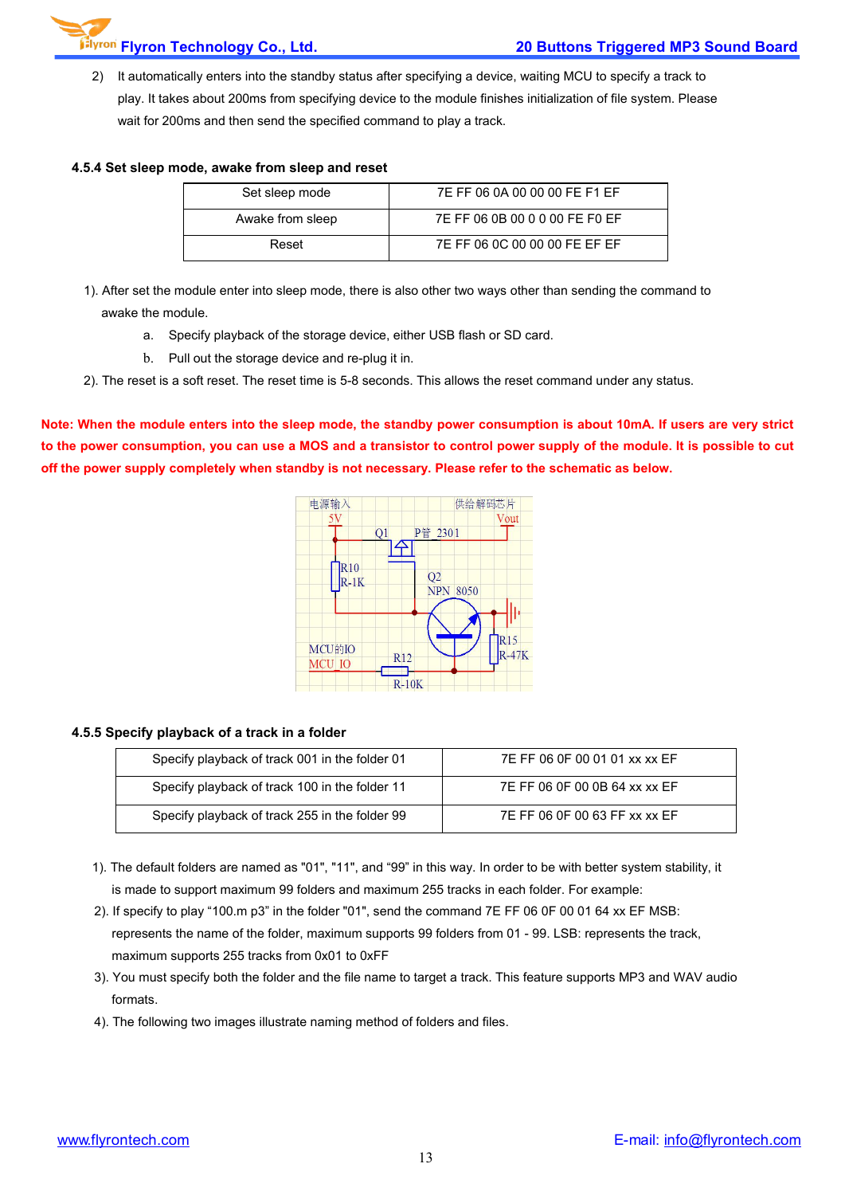2) It automatically enters into the standby status after specifying a device, waiting MCU to specify a track to play. It takes about 200ms from specifying device to the module finishes initialization of file system. Please wait for 200ms and then send the specified command to play a track.

### 4.5.4 Set sleep mode, awake from sleep and reset

| Set sleep mode | 7E FF 06 0A 00 00 00 FE F1 EF |
|---|---|
| Awake from sleep | 7E FF 06 0B 00 0 0 00 FE F0 EF |
| Reset | 7E FF 06 0C 00 00 00 FE EF EF |

1). After set the module enter into sleep mode, there is also other two ways other than sending the command to awake the module.

   a. Specify playback of the storage device, either USB flash or SD card.

   b. Pull out the storage device and re-plug it in.

2). The reset is a soft reset. The reset time is 5-8 seconds. This allows the reset command under any status.

**Note: When the module enters into the sleep mode, the standby power consumption is about 10mA. If users are very strict to the power consumption, you can use a MOS and a transistor to control power supply of the module. It is possible to cut off the power supply completely when standby is not necessary. Please refer to the schematic as below.**

电源输入 5V　Q1　P管 2301　供给解码芯片 Vout　R10 R-1K　Q2 NPN 8050　MCU的IO MCU_IO　R12 R-10K　R15 R-47K

### 4.5.5 Specify playback of a track in a folder

| Specify playback of track 001 in the folder 01 | 7E FF 06 0F 00 01 01 xx xx EF |
|---|---|
| Specify playback of track 100 in the folder 11 | 7E FF 06 0F 00 0B 64 xx xx EF |
| Specify playback of track 255 in the folder 99 | 7E FF 06 0F 00 63 FF xx xx EF |

1). The default folders are named as "01", "11", and “99” in this way. In order to be with better system stability, it is made to support maximum 99 folders and maximum 255 tracks in each folder. For example:

2). If specify to play “100.m p3” in the folder "01", send the command 7E FF 06 0F 00 01 64 xx EF MSB: represents the name of the folder, maximum supports 99 folders from 01 - 99. LSB: represents the track, maximum supports 255 tracks from 0x01 to 0xFF

3). You must specify both the folder and the file name to target a track. This feature supports MP3 and WAV audio formats.

4). The following two images illustrate naming method of folders and files.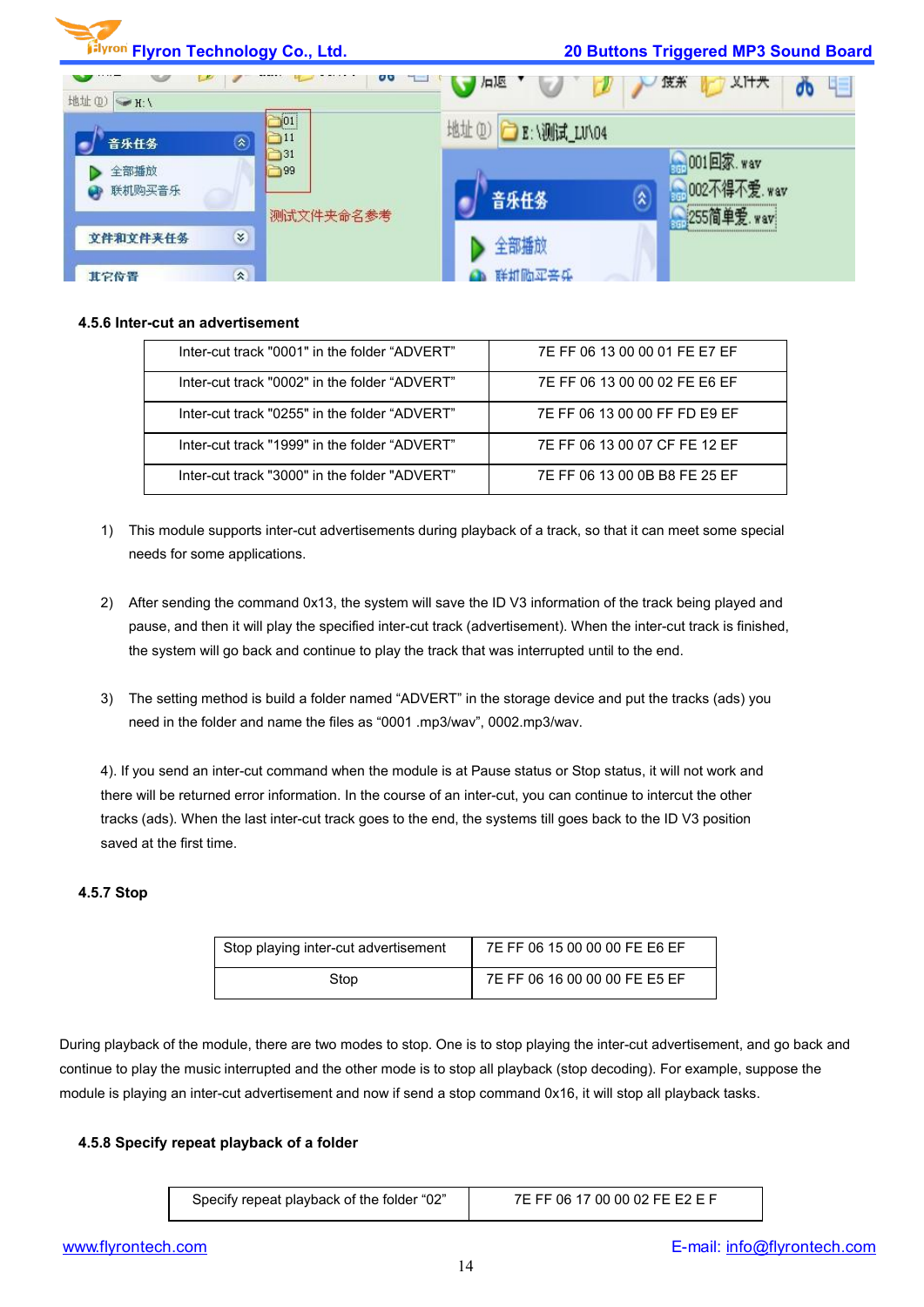### 4.5.6 Inter-cut an advertisement

| Inter-cut track "0001" in the folder "ADVERT" | 7E FF 06 13 00 00 01 FE E7 EF |
|---|---|
| Inter-cut track "0002" in the folder "ADVERT" | 7E FF 06 13 00 00 02 FE E6 EF |
| Inter-cut track "0255" in the folder "ADVERT" | 7E FF 06 13 00 00 FF FD E9 EF |
| Inter-cut track "1999" in the folder "ADVERT" | 7E FF 06 13 00 07 CF FE 12 EF |
| Inter-cut track "3000" in the folder "ADVERT" | 7E FF 06 13 00 0B B8 FE 25 EF |

1) This module supports inter-cut advertisements during playback of a track, so that it can meet some special needs for some applications.

2) After sending the command 0x13, the system will save the ID V3 information of the track being played and pause, and then it will play the specified inter-cut track (advertisement). When the inter-cut track is finished, the system will go back and continue to play the track that was interrupted until to the end.

3) The setting method is build a folder named "ADVERT" in the storage device and put the tracks (ads) you need in the folder and name the files as "0001 .mp3/wav", 0002.mp3/wav.

4). If you send an inter-cut command when the module is at Pause status or Stop status, it will not work and there will be returned error information. In the course of an inter-cut, you can continue to intercut the other tracks (ads). When the last inter-cut track goes to the end, the systems till goes back to the ID V3 position saved at the first time.

### 4.5.7 Stop

| Stop playing inter-cut advertisement | 7E FF 06 15 00 00 00 FE E6 EF |
|---|---|
| Stop | 7E FF 06 16 00 00 00 FE E5 EF |

During playback of the module, there are two modes to stop. One is to stop playing the inter-cut advertisement, and go back and continue to play the music interrupted and the other mode is to stop all playback (stop decoding). For example, suppose the module is playing an inter-cut advertisement and now if send a stop command 0x16, it will stop all playback tasks.

### 4.5.8 Specify repeat playback of a folder

| Specify repeat playback of the folder "02" | 7E FF 06 17 00 00 02 FE E2 E F |
|---|---|

www.flyrontech.com E-mail: info@flyrontech.com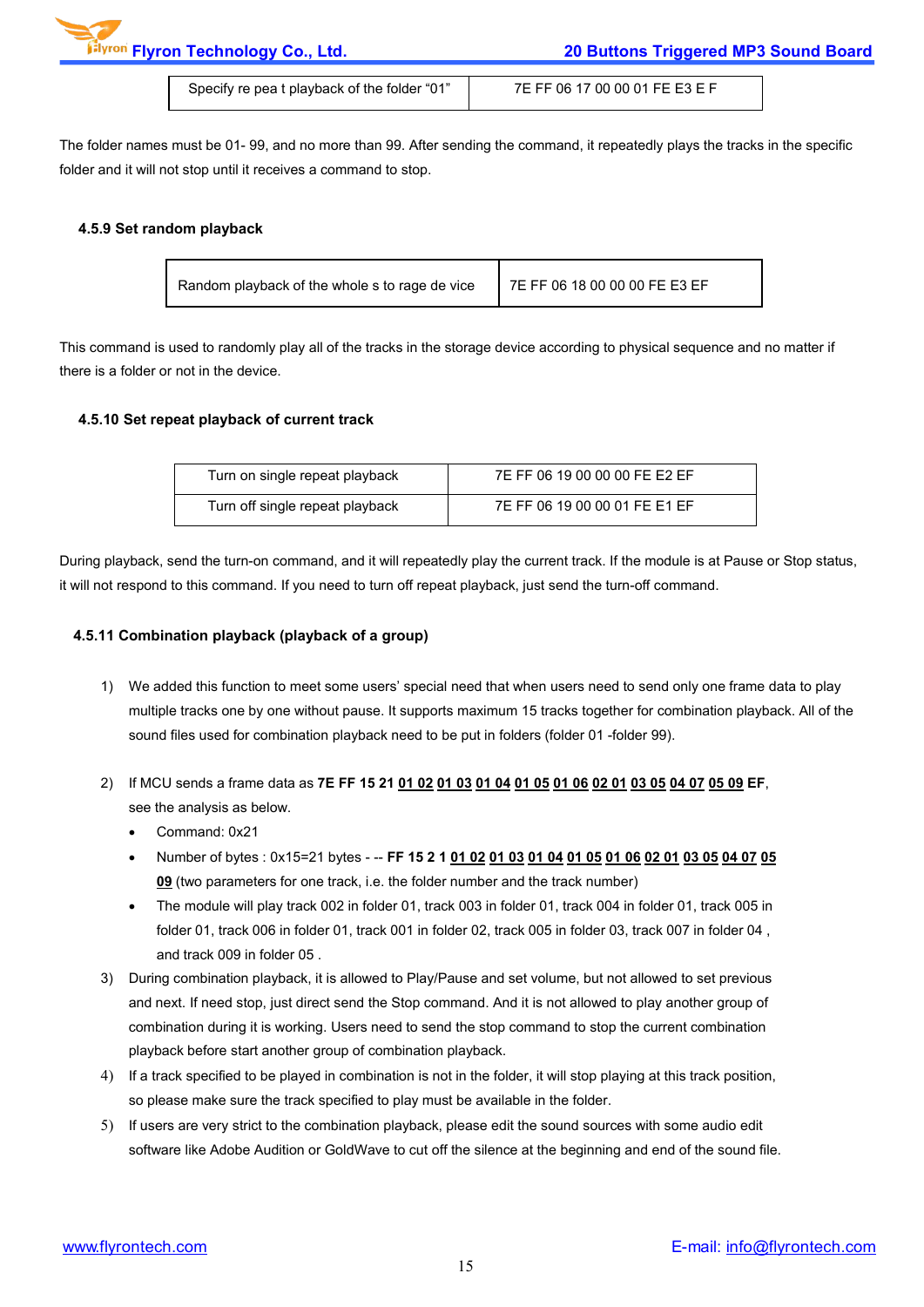| Specify re pea t playback of the folder "01" | 7E FF 06 17 00 00 01 FE E3 E F |
|---|---|

The folder names must be 01- 99, and no more than 99. After sending the command, it repeatedly plays the tracks in the specific folder and it will not stop until it receives a command to stop.

### 4.5.9 Set random playback

| Random playback of the whole s to rage de vice | 7E FF 06 18 00 00 00 FE E3 EF |
|---|---|

This command is used to randomly play all of the tracks in the storage device according to physical sequence and no matter if there is a folder or not in the device.

### 4.5.10 Set repeat playback of current track

| Turn on single repeat playback | 7E FF 06 19 00 00 00 FE E2 EF |
|---|---|
| Turn off single repeat playback | 7E FF 06 19 00 00 01 FE E1 EF |

During playback, send the turn-on command, and it will repeatedly play the current track. If the module is at Pause or Stop status, it will not respond to this command. If you need to turn off repeat playback, just send the turn-off command.

### 4.5.11 Combination playback (playback of a group)

1) We added this function to meet some users' special need that when users need to send only one frame data to play multiple tracks one by one without pause. It supports maximum 15 tracks together for combination playback. All of the sound files used for combination playback need to be put in folders (folder 01 -folder 99).

2) If MCU sends a frame data as **7E FF 15 21 01 02 01 03 01 04 01 05 01 06 02 01 03 05 04 07 05 09 EF**, see the analysis as below.
   - Command: 0x21
   - Number of bytes : 0x15=21 bytes - -- **FF 15 2 1 01 02 01 03 01 04 01 05 01 06 02 01 03 05 04 07 05 09** (two parameters for one track, i.e. the folder number and the track number)
   - The module will play track 002 in folder 01, track 003 in folder 01, track 004 in folder 01, track 005 in folder 01, track 006 in folder 01, track 001 in folder 02, track 005 in folder 03, track 007 in folder 04 , and track 009 in folder 05 .

3) During combination playback, it is allowed to Play/Pause and set volume, but not allowed to set previous and next. If need stop, just direct send the Stop command. And it is not allowed to play another group of combination during it is working. Users need to send the stop command to stop the current combination playback before start another group of combination playback.

4) If a track specified to be played in combination is not in the folder, it will stop playing at this track position, so please make sure the track specified to play must be available in the folder.

5) If users are very strict to the combination playback, please edit the sound sources with some audio edit software like Adobe Audition or GoldWave to cut off the silence at the beginning and end of the sound file.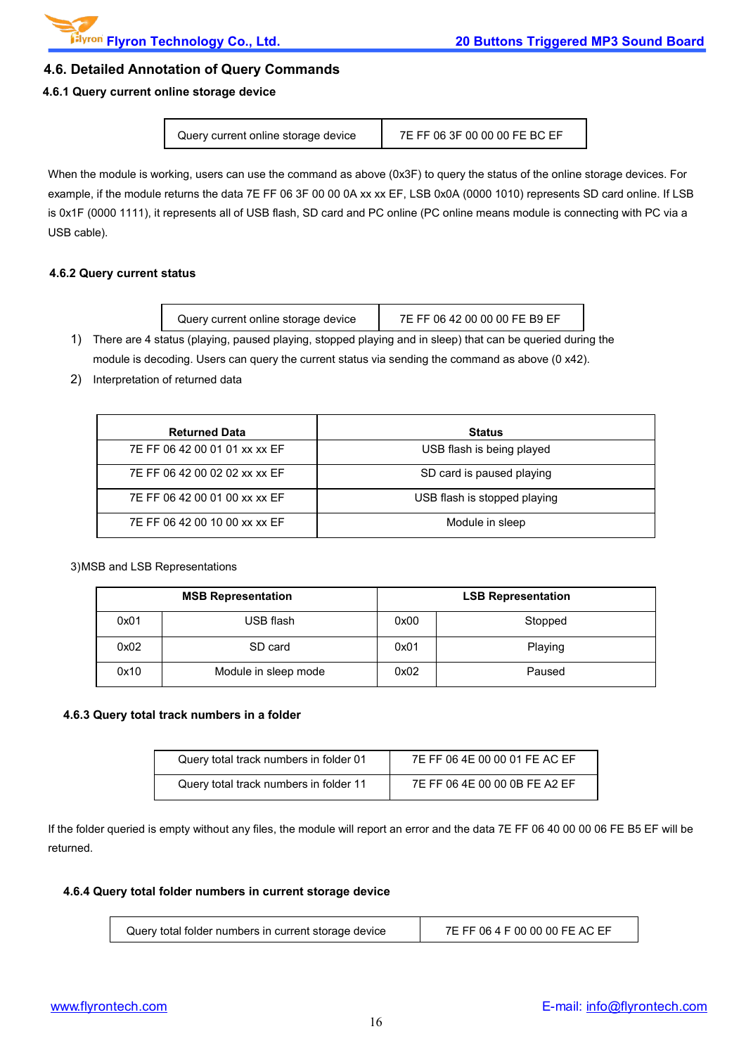## 4.6. Detailed Annotation of Query Commands

### 4.6.1 Query current online storage device

| Query current online storage device | 7E FF 06 3F 00 00 00 FE BC EF |
|---|---|

When the module is working, users can use the command as above (0x3F) to query the status of the online storage devices. For example, if the module returns the data 7E FF 06 3F 00 00 0A xx xx EF, LSB 0x0A (0000 1010) represents SD card online. If LSB is 0x1F (0000 1111), it represents all of USB flash, SD card and PC online (PC online means module is connecting with PC via a USB cable).

### 4.6.2 Query current status

| Query current online storage device | 7E FF 06 42 00 00 00 FE B9 EF |
|---|---|

1) There are 4 status (playing, paused playing, stopped playing and in sleep) that can be queried during the module is decoding. Users can query the current status via sending the command as above (0 x42).
2) Interpretation of returned data

| Returned Data | Status |
|---|---|
| 7E FF 06 42 00 01 01 xx xx EF | USB flash is being played |
| 7E FF 06 42 00 02 02 xx xx EF | SD card is paused playing |
| 7E FF 06 42 00 01 00 xx xx EF | USB flash is stopped playing |
| 7E FF 06 42 00 10 00 xx xx EF | Module in sleep |

3)MSB and LSB Representations

| MSB Representation | | LSB Representation | |
|---|---|---|---|
| 0x01 | USB flash | 0x00 | Stopped |
| 0x02 | SD card | 0x01 | Playing |
| 0x10 | Module in sleep mode | 0x02 | Paused |

### 4.6.3 Query total track numbers in a folder

| Query total track numbers in folder 01 | 7E FF 06 4E 00 00 01 FE AC EF |
|---|---|
| Query total track numbers in folder 11 | 7E FF 06 4E 00 00 0B FE A2 EF |

If the folder queried is empty without any files, the module will report an error and the data 7E FF 06 40 00 00 06 FE B5 EF will be returned.

### 4.6.4 Query total folder numbers in current storage device

| Query total folder numbers in current storage device | 7E FF 06 4 F 00 00 00 FE AC EF |
|---|---|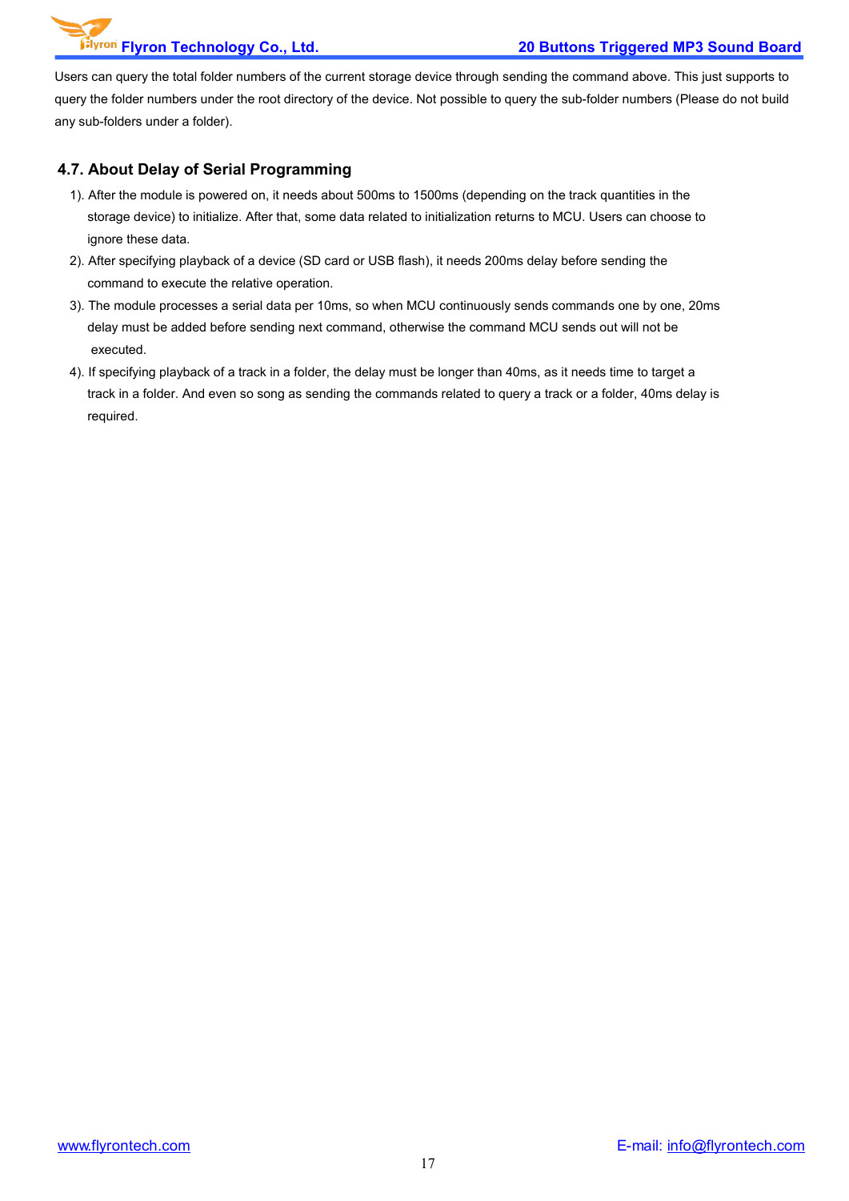Users can query the total folder numbers of the current storage device through sending the command above. This just supports to query the folder numbers under the root directory of the device. Not possible to query the sub-folder numbers (Please do not build any sub-folders under a folder).

### 4.7. About Delay of Serial Programming

1). After the module is powered on, it needs about 500ms to 1500ms (depending on the track quantities in the storage device) to initialize. After that, some data related to initialization returns to MCU. Users can choose to ignore these data.

2). After specifying playback of a device (SD card or USB flash), it needs 200ms delay before sending the command to execute the relative operation.

3). The module processes a serial data per 10ms, so when MCU continuously sends commands one by one, 20ms delay must be added before sending next command, otherwise the command MCU sends out will not be executed.

4). If specifying playback of a track in a folder, the delay must be longer than 40ms, as it needs time to target a track in a folder. And even so song as sending the commands related to query a track or a folder, 40ms delay is required.